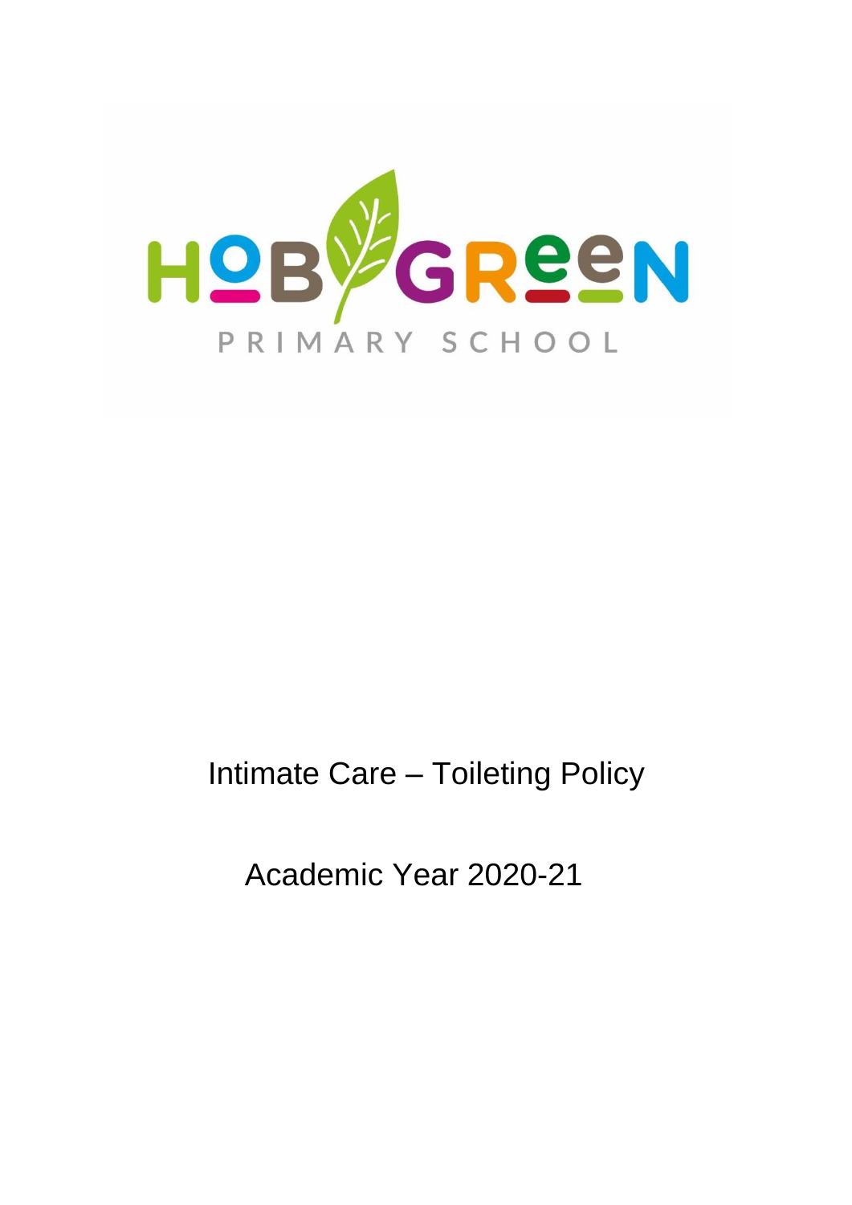HOB GREEN

PRIMARY SCHOOL

# Intimate Care – Toileting Policy

## Academic Year 2020-21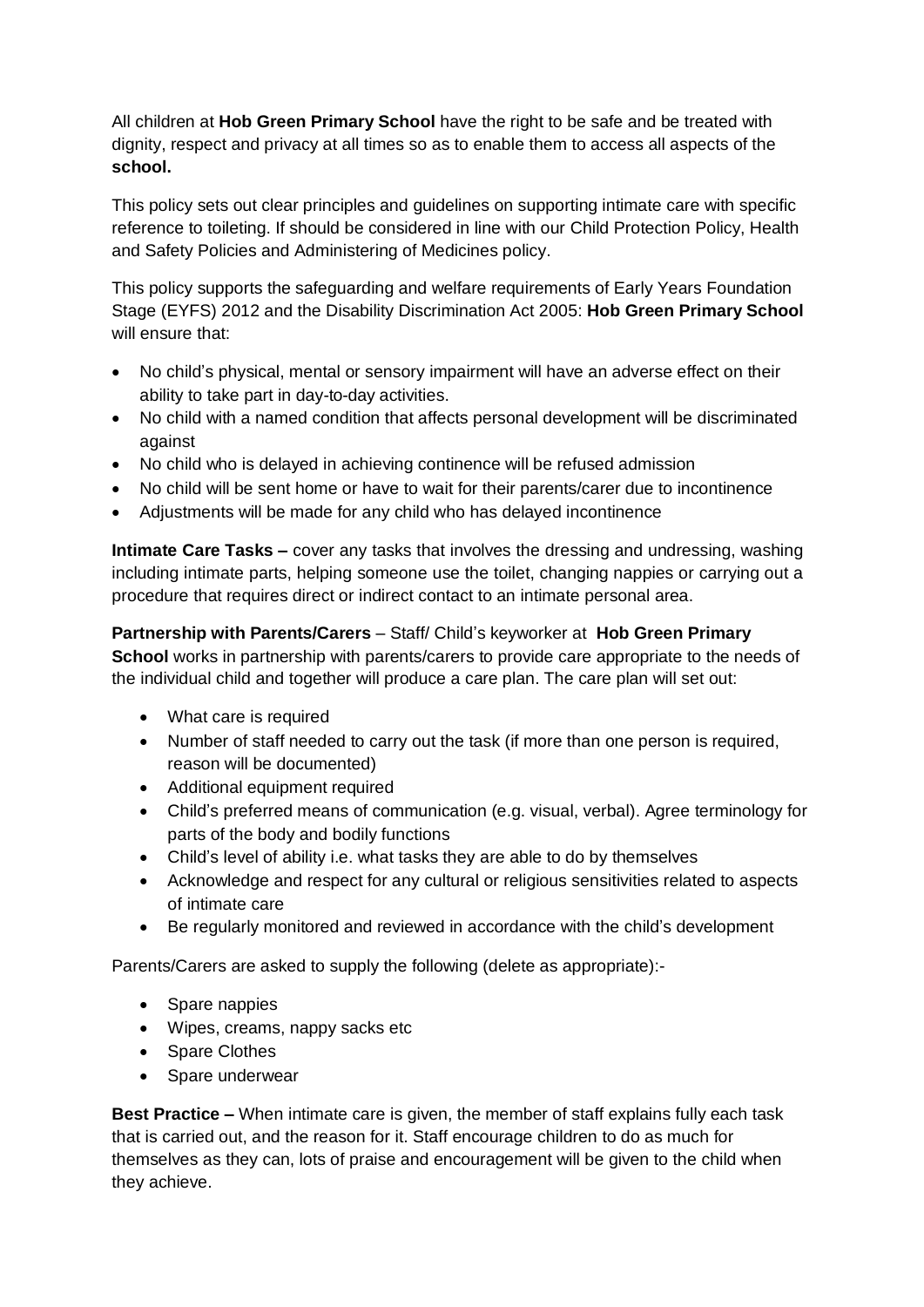All children at **Hob Green Primary School** have the right to be safe and be treated with dignity, respect and privacy at all times so as to enable them to access all aspects of the **school.**

This policy sets out clear principles and guidelines on supporting intimate care with specific reference to toileting. If should be considered in line with our Child Protection Policy, Health and Safety Policies and Administering of Medicines policy.

This policy supports the safeguarding and welfare requirements of Early Years Foundation Stage (EYFS) 2012 and the Disability Discrimination Act 2005: **Hob Green Primary School** will ensure that:

- No child's physical, mental or sensory impairment will have an adverse effect on their ability to take part in day-to-day activities.
- No child with a named condition that affects personal development will be discriminated against
- No child who is delayed in achieving continence will be refused admission
- No child will be sent home or have to wait for their parents/carer due to incontinence
- Adjustments will be made for any child who has delayed incontinence

**Intimate Care Tasks –** cover any tasks that involves the dressing and undressing, washing including intimate parts, helping someone use the toilet, changing nappies or carrying out a procedure that requires direct or indirect contact to an intimate personal area.

**Partnership with Parents/Carers** – Staff/ Child's keyworker at **Hob Green Primary School** works in partnership with parents/carers to provide care appropriate to the needs of the individual child and together will produce a care plan. The care plan will set out:

- What care is required
- Number of staff needed to carry out the task (if more than one person is required, reason will be documented)
- Additional equipment required
- Child's preferred means of communication (e.g. visual, verbal). Agree terminology for parts of the body and bodily functions
- Child's level of ability i.e. what tasks they are able to do by themselves
- Acknowledge and respect for any cultural or religious sensitivities related to aspects of intimate care
- Be regularly monitored and reviewed in accordance with the child's development

Parents/Carers are asked to supply the following (delete as appropriate):-

- Spare nappies
- Wipes, creams, nappy sacks etc
- Spare Clothes
- Spare underwear

**Best Practice –** When intimate care is given, the member of staff explains fully each task that is carried out, and the reason for it. Staff encourage children to do as much for themselves as they can, lots of praise and encouragement will be given to the child when they achieve.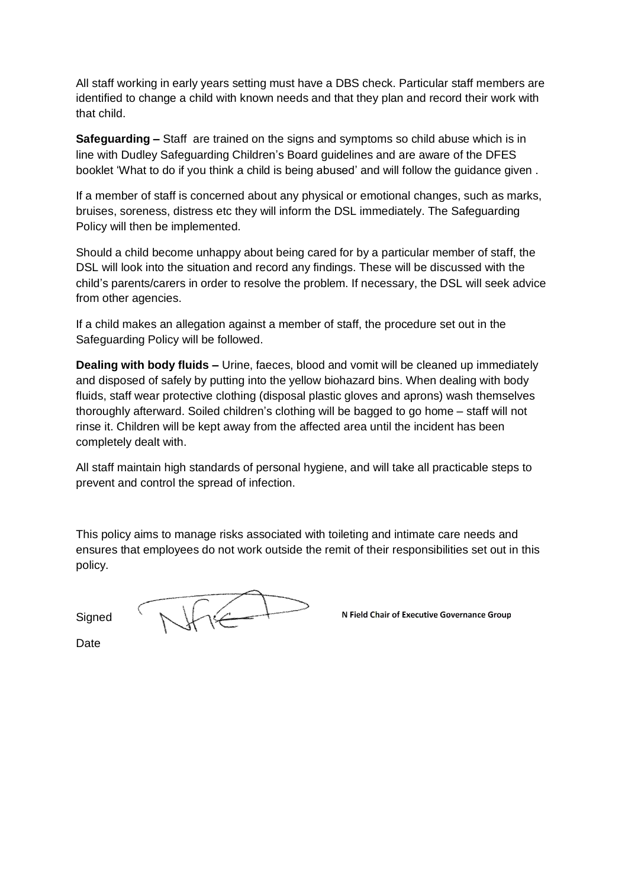All staff working in early years setting must have a DBS check. Particular staff members are identified to change a child with known needs and that they plan and record their work with that child.

**Safeguarding –** Staff are trained on the signs and symptoms so child abuse which is in line with Dudley Safeguarding Children's Board guidelines and are aware of the DFES booklet 'What to do if you think a child is being abused' and will follow the guidance given .

If a member of staff is concerned about any physical or emotional changes, such as marks, bruises, soreness, distress etc they will inform the DSL immediately. The Safeguarding Policy will then be implemented.

Should a child become unhappy about being cared for by a particular member of staff, the DSL will look into the situation and record any findings. These will be discussed with the child's parents/carers in order to resolve the problem. If necessary, the DSL will seek advice from other agencies.

If a child makes an allegation against a member of staff, the procedure set out in the Safeguarding Policy will be followed.

**Dealing with body fluids –** Urine, faeces, blood and vomit will be cleaned up immediately and disposed of safely by putting into the yellow biohazard bins. When dealing with body fluids, staff wear protective clothing (disposal plastic gloves and aprons) wash themselves thoroughly afterward. Soiled children's clothing will be bagged to go home – staff will not rinse it. Children will be kept away from the affected area until the incident has been completely dealt with.

All staff maintain high standards of personal hygiene, and will take all practicable steps to prevent and control the spread of infection.

This policy aims to manage risks associated with toileting and intimate care needs and ensures that employees do not work outside the remit of their responsibilities set out in this policy.

Signed **N Field Chair of Executive Governance Group**

Date